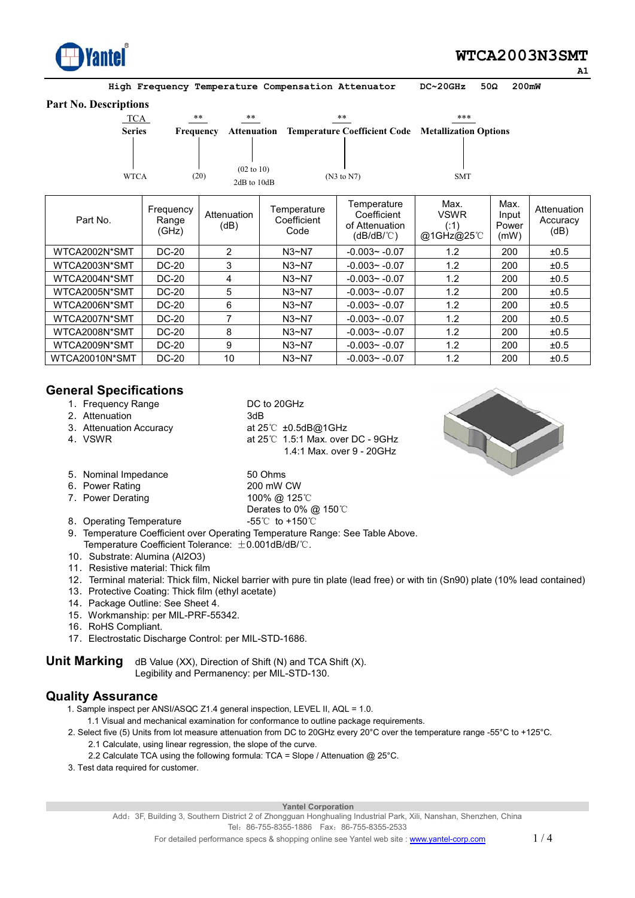# WTCA2003N3SMT

A1

**High Frequency Temperature Compensation Attenuator DC~20GHz 50Ω 200mW**

## Part No. Descriptions

| TCA | ** | ** | ** | *** |
|---|---|---|---|---|
| Series | Frequency | Attenuation | Temperature Coefficient Code | Metallization Options |
| WTCA | (20) | (02 to 10) 2dB to 10dB | (N3 to N7) | SMT |

| Part No. | Frequency Range (GHz) | Attenuation (dB) | Temperature Coefficient Code | Temperature Coefficient of Attenuation (dB/dB/℃) | Max. VSWR (:1) @1GHz@25℃ | Max. Input Power (mW) | Attenuation Accuracy (dB) |
|---|---|---|---|---|---|---|---|
| WTCA2002N*SMT | DC-20 | 2 | N3~N7 | -0.003~ -0.07 | 1.2 | 200 | ±0.5 |
| WTCA2003N*SMT | DC-20 | 3 | N3~N7 | -0.003~ -0.07 | 1.2 | 200 | ±0.5 |
| WTCA2004N*SMT | DC-20 | 4 | N3~N7 | -0.003~ -0.07 | 1.2 | 200 | ±0.5 |
| WTCA2005N*SMT | DC-20 | 5 | N3~N7 | -0.003~ -0.07 | 1.2 | 200 | ±0.5 |
| WTCA2006N*SMT | DC-20 | 6 | N3~N7 | -0.003~ -0.07 | 1.2 | 200 | ±0.5 |
| WTCA2007N*SMT | DC-20 | 7 | N3~N7 | -0.003~ -0.07 | 1.2 | 200 | ±0.5 |
| WTCA2008N*SMT | DC-20 | 8 | N3~N7 | -0.003~ -0.07 | 1.2 | 200 | ±0.5 |
| WTCA2009N*SMT | DC-20 | 9 | N3~N7 | -0.003~ -0.07 | 1.2 | 200 | ±0.5 |
| WTCA20010N*SMT | DC-20 | 10 | N3~N7 | -0.003~ -0.07 | 1.2 | 200 | ±0.5 |

## General Specifications

1. Frequency Range: DC to 20GHz
2. Attenuation: 3dB
3. Attenuation Accuracy: at 25℃ ±0.5dB@1GHz
4. VSWR: at 25℃ 1.5:1 Max. over DC - 9GHz; 1.4:1 Max. over 9 - 20GHz
5. Nominal Impedance: 50 Ohms
6. Power Rating: 200 mW CW
7. Power Derating: 100% @ 125℃; Derates to 0% @ 150℃
8. Operating Temperature: -55℃ to +150℃
9. Temperature Coefficient over Operating Temperature Range: See Table Above. Temperature Coefficient Tolerance: ±0.001dB/dB/℃.
10. Substrate: Alumina ($Al_2O_3$)
11. Resistive material: Thick film
12. Terminal material: Thick film, Nickel barrier with pure tin plate (lead free) or with tin (Sn90) plate (10% lead contained)
13. Protective Coating: Thick film (ethyl acetate)
14. Package Outline: See Sheet 4.
15. Workmanship: per MIL-PRF-55342.
16. RoHS Compliant.
17. Electrostatic Discharge Control: per MIL-STD-1686.

## Unit Marking

dB Value (XX), Direction of Shift (N) and TCA Shift (X).
Legibility and Permanency: per MIL-STD-130.

## Quality Assurance

1. Sample inspect per ANSI/ASQC Z1.4 general inspection, LEVEL II, AQL = 1.0.
   1.1 Visual and mechanical examination for conformance to outline package requirements.
2. Select five (5) Units from lot measure attenuation from DC to 20GHz every 20°C over the temperature range -55°C to +125°C.
   2.1 Calculate, using linear regression, the slope of the curve.
   2.2 Calculate TCA using the following formula: TCA = Slope / Attenuation @ 25°C.
3. Test data required for customer.

**Yantel Corporation**
Add：3F, Building 3, Southern District 2 of Zhongguan Honghualing Industrial Park, Xili, Nanshan, Shenzhen, China
Tel：86-755-8355-1886 Fax：86-755-8355-2533
For detailed performance specs & shopping online see Yantel web site : www.yantel-corp.com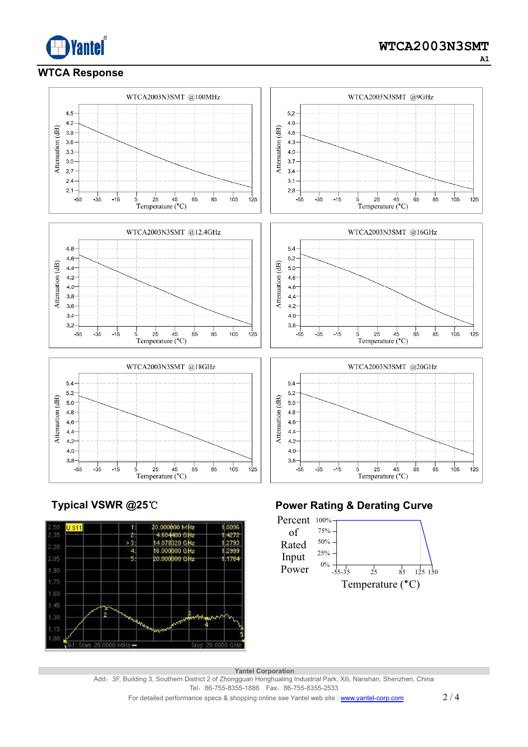## WTCA Response

WTCA2003N3SMT @100MHz

Attenuation (dB) vs Temperature (°C)

WTCA2003N3SMT @9GHz

Attenuation (dB) vs Temperature (°C)

WTCA2003N3SMT @12.4GHz

Attenuation (dB) vs Temperature (°C)

WTCA2003N3SMT @16GHz

Attenuation (dB) vs Temperature (°C)

WTCA2003N3SMT @18GHz

Attenuation (dB) vs Temperature (°C)

WTCA2003N3SMT @20GHz

Attenuation (dB) vs Temperature (°C)

## Typical VSWR @25℃

| Marker | Frequency | VSWR |
|---|---|---|
| 1: | 20.000000 MHz | 1.0096 |
| 2: | 4.604400 GHz | 1.4272 |
| >3: | 14.078320 GHz | 1.2793 |
| 4: | 16.000000 GHz | 1.2999 |
| 5: | 20.000000 GHz | 1.1784 |

Ch1: Start 20.0000 MHz — Stop 20.0000 GHz

## Power Rating & Derating Curve

Percent of Rated Input Power vs Temperature (°C)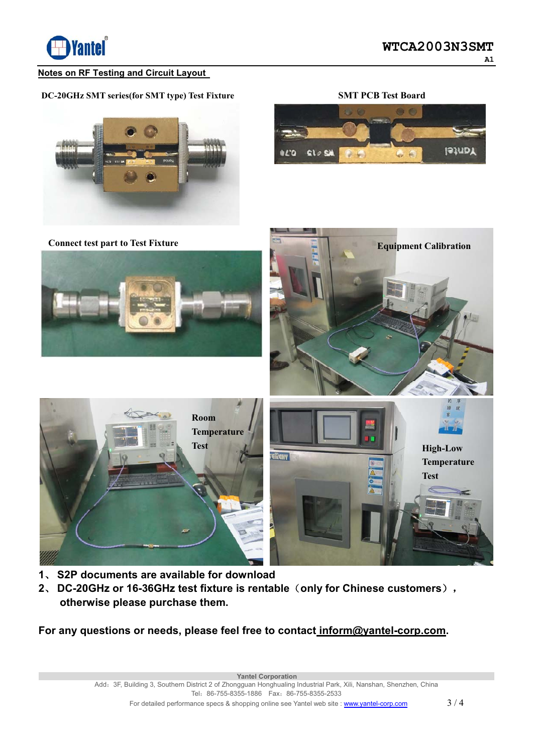## Notes on RF Testing and Circuit Layout

**DC-20GHz SMT series(for SMT type) Test Fixture**

**SMT PCB Test Board**

**Connect test part to Test Fixture**

**Equipment Calibration**

**Room Temperature Test**

**High-Low Temperature Test**

1、 **S2P documents are available for download**

2、 **DC-20GHz or 16-36GHz test fixture is rentable（only for Chinese customers）, otherwise please purchase them.**

**For any questions or needs, please feel free to contact inform@yantel-corp.com.**

Yantel Corporation

Add：3F, Building 3, Southern District 2 of Zhongguan Honghualing Industrial Park, Xili, Nanshan, Shenzhen, China

Tel：86-755-8355-1886　Fax：86-755-8355-2533

For detailed performance specs & shopping online see Yantel web site : www.yantel-corp.com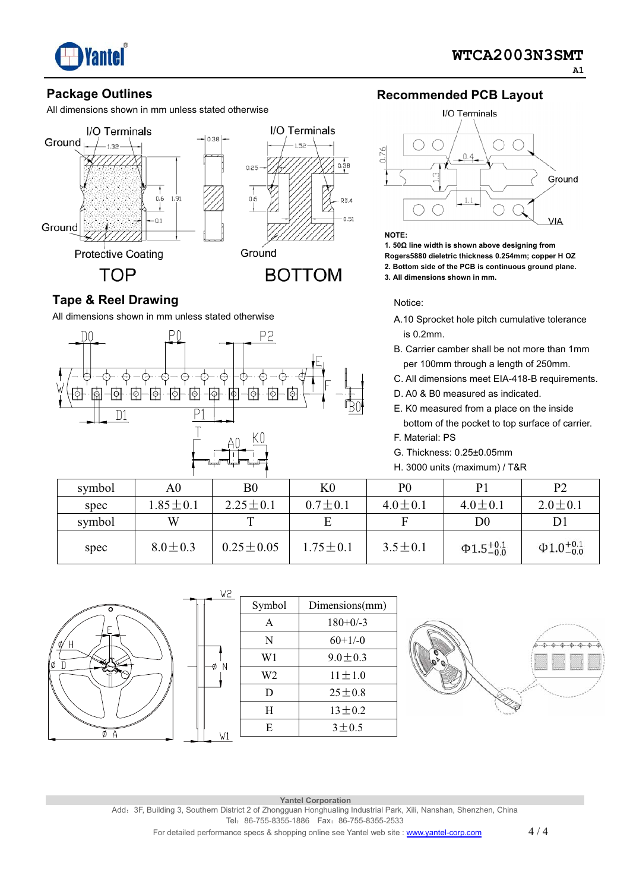WTCA2003N3SMT

A1

## Package Outlines

All dimensions shown in mm unless stated otherwise

I/O Terminals
Ground
1.32
0.38
0.6
1.91
0.1
Ground
Protective Coating
TOP

I/O Terminals
1.52
0.25
0.38
0.6
R0.4
0.51
Ground
BOTTOM

## Recommended PCB Layout

I/O Terminals
0.76
0.4
1.3
1.1
Ground
VIA

**NOTE:**

**1. 50Ω line width is shown above designing from Rogers5880 dieletric thickness 0.254mm; copper H OZ**

**2. Bottom side of the PCB is continuous ground plane.**

**3. All dimensions shown in mm.**

## Tape & Reel Drawing

All dimensions shown in mm unless stated otherwise

D0
P0
P2
E
W
F
B0
D1
P1
T
A0
K0

Notice:

A.10 Sprocket hole pitch cumulative tolerance is 0.2mm.

B. Carrier camber shall be not more than 1mm per 100mm through a length of 250mm.

C. All dimensions meet EIA-418-B requirements.

D. A0 & B0 measured as indicated.

E. K0 measured from a place on the inside bottom of the pocket to top surface of carrier.

F. Material: PS

G. Thickness: 0.25±0.05mm

H. 3000 units (maximum) / T&R

| symbol | A0 | B0 | K0 | P0 | P1 | P2 |
|---|---|---|---|---|---|---|
| spec | 1.85±0.1 | 2.25±0.1 | 0.7±0.1 | 4.0±0.1 | 4.0±0.1 | 2.0±0.1 |
| symbol | W | T | E | F | D0 | D1 |
| spec | 8.0±0.3 | 0.25±0.05 | 1.75±0.1 | 3.5±0.1 | $\Phi 1.5^{+0.1}_{-0.0}$ | $\Phi 1.0^{+0.1}_{-0.0}$ |

E
ø H
ø D
ø A
W2
ø N
W1

| Symbol | Dimensions(mm) |
|---|---|
| A | 180+0/-3 |
| N | 60+1/-0 |
| W1 | 9.0±0.3 |
| W2 | 11±1.0 |
| D | 25±0.8 |
| H | 13±0.2 |
| E | 3±0.5 |

Yantel Corporation

Add：3F, Building 3, Southern District 2 of Zhongguan Honghualing Industrial Park, Xili, Nanshan, Shenzhen, China

Tel：86-755-8355-1886 Fax：86-755-8355-2533

For detailed performance specs & shopping online see Yantel web site : www.yantel-corp.com